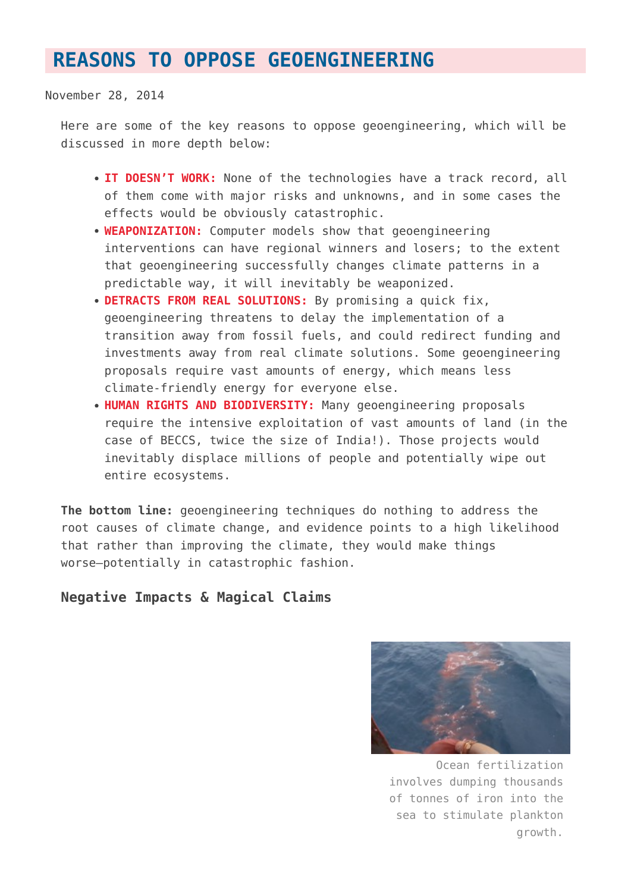# REASONS TO OPPOSE GEOENGINEERING

November 28, 2014

Here are some of the key reasons to oppose geoengineering, which will be discussed in more depth below:

- **IT DOESN'T WORK:** None of the technologies have a track record, all of them come with major risks and unknowns, and in some cases the effects would be obviously catastrophic.
- **WEAPONIZATION:** Computer models show that geoengineering interventions can have regional winners and losers; to the extent that geoengineering successfully changes climate patterns in a predictable way, it will inevitably be weaponized.
- **DETRACTS FROM REAL SOLUTIONS:** By promising a quick fix, geoengineering threatens to delay the implementation of a transition away from fossil fuels, and could redirect funding and investments away from real climate solutions. Some geoengineering proposals require vast amounts of energy, which means less climate-friendly energy for everyone else.
- **HUMAN RIGHTS AND BIODIVERSITY:** Many geoengineering proposals require the intensive exploitation of vast amounts of land (in the case of BECCS, twice the size of India!). Those projects would inevitably displace millions of people and potentially wipe out entire ecosystems.

**The bottom line:** geoengineering techniques do nothing to address the root causes of climate change, and evidence points to a high likelihood that rather than improving the climate, they would make things worse—potentially in catastrophic fashion.

### Negative Impacts & Magical Claims

Ocean fertilization involves dumping thousands of tonnes of iron into the sea to stimulate plankton growth.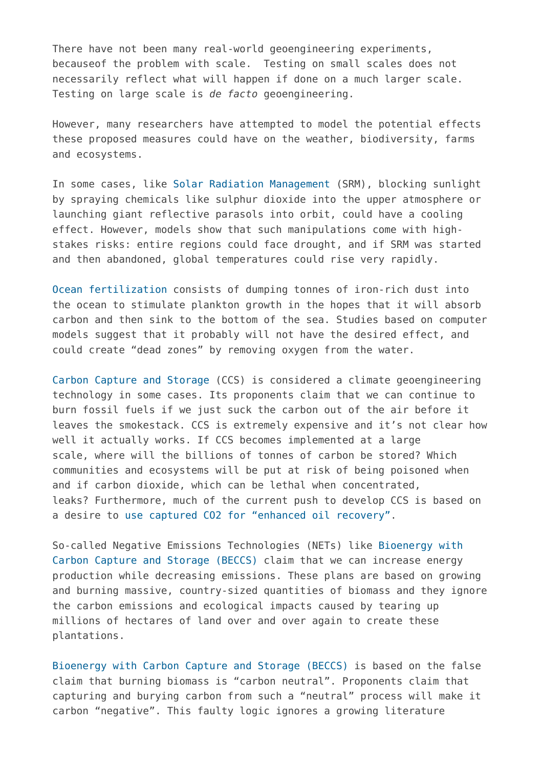There have not been many real-world geoengineering experiments, becauseof the problem with scale.  Testing on small scales does not necessarily reflect what will happen if done on a much larger scale. Testing on large scale is *de facto* geoengineering.

However, many researchers have attempted to model the potential effects these proposed measures could have on the weather, biodiversity, farms and ecosystems.

In some cases, like Solar Radiation Management (SRM), blocking sunlight by spraying chemicals like sulphur dioxide into the upper atmosphere or launching giant reflective parasols into orbit, could have a cooling effect. However, models show that such manipulations come with high-stakes risks: entire regions could face drought, and if SRM was started and then abandoned, global temperatures could rise very rapidly.

Ocean fertilization consists of dumping tonnes of iron-rich dust into the ocean to stimulate plankton growth in the hopes that it will absorb carbon and then sink to the bottom of the sea. Studies based on computer models suggest that it probably will not have the desired effect, and could create “dead zones” by removing oxygen from the water.

Carbon Capture and Storage (CCS) is considered a climate geoengineering technology in some cases. Its proponents claim that we can continue to burn fossil fuels if we just suck the carbon out of the air before it leaves the smokestack. CCS is extremely expensive and it’s not clear how well it actually works. If CCS becomes implemented at a large scale, where will the billions of tonnes of carbon be stored? Which communities and ecosystems will be put at risk of being poisoned when and if carbon dioxide, which can be lethal when concentrated, leaks? Furthermore, much of the current push to develop CCS is based on a desire to use captured CO2 for “enhanced oil recovery”.

So-called Negative Emissions Technologies (NETs) like Bioenergy with Carbon Capture and Storage (BECCS) claim that we can increase energy production while decreasing emissions. These plans are based on growing and burning massive, country-sized quantities of biomass and they ignore the carbon emissions and ecological impacts caused by tearing up millions of hectares of land over and over again to create these plantations.

Bioenergy with Carbon Capture and Storage (BECCS) is based on the false claim that burning biomass is “carbon neutral”. Proponents claim that capturing and burying carbon from such a “neutral” process will make it carbon “negative”. This faulty logic ignores a growing literature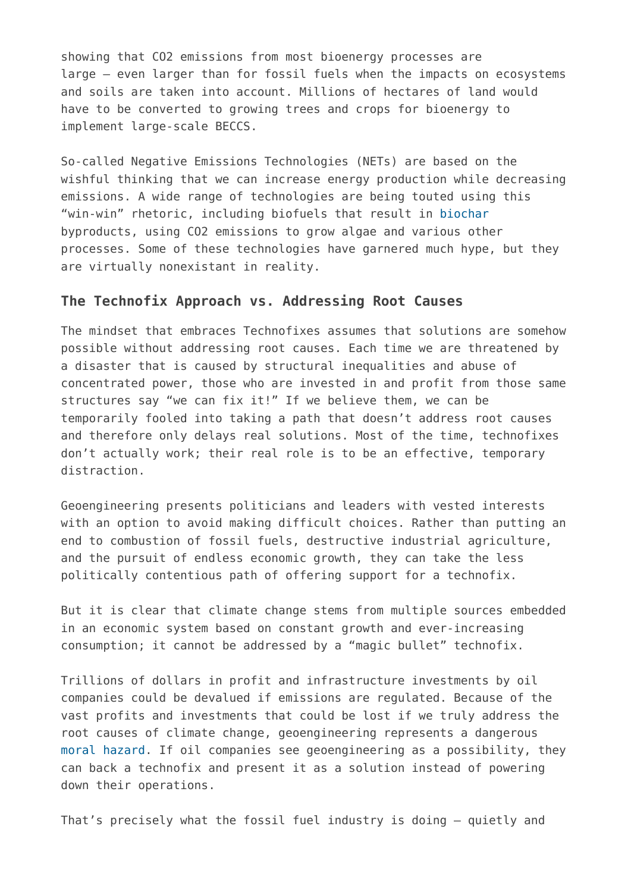showing that $CO_2$ emissions from most bioenergy processes are large – even larger than for fossil fuels when the impacts on ecosystems and soils are taken into account. Millions of hectares of land would have to be converted to growing trees and crops for bioenergy to implement large-scale BECCS.

So-called Negative Emissions Technologies (NETs) are based on the wishful thinking that we can increase energy production while decreasing emissions. A wide range of technologies are being touted using this “win-win” rhetoric, including biofuels that result in biochar byproducts, using $CO_2$ emissions to grow algae and various other processes. Some of these technologies have garnered much hype, but they are virtually nonexistant in reality.

### The Technofix Approach vs. Addressing Root Causes

The mindset that embraces Technofixes assumes that solutions are somehow possible without addressing root causes. Each time we are threatened by a disaster that is caused by structural inequalities and abuse of concentrated power, those who are invested in and profit from those same structures say “we can fix it!” If we believe them, we can be temporarily fooled into taking a path that doesn’t address root causes and therefore only delays real solutions. Most of the time, technofixes don’t actually work; their real role is to be an effective, temporary distraction.

Geoengineering presents politicians and leaders with vested interests with an option to avoid making difficult choices. Rather than putting an end to combustion of fossil fuels, destructive industrial agriculture, and the pursuit of endless economic growth, they can take the less politically contentious path of offering support for a technofix.

But it is clear that climate change stems from multiple sources embedded in an economic system based on constant growth and ever-increasing consumption; it cannot be addressed by a “magic bullet” technofix.

Trillions of dollars in profit and infrastructure investments by oil companies could be devalued if emissions are regulated. Because of the vast profits and investments that could be lost if we truly address the root causes of climate change, geoengineering represents a dangerous moral hazard. If oil companies see geoengineering as a possibility, they can back a technofix and present it as a solution instead of powering down their operations.

That’s precisely what the fossil fuel industry is doing – quietly and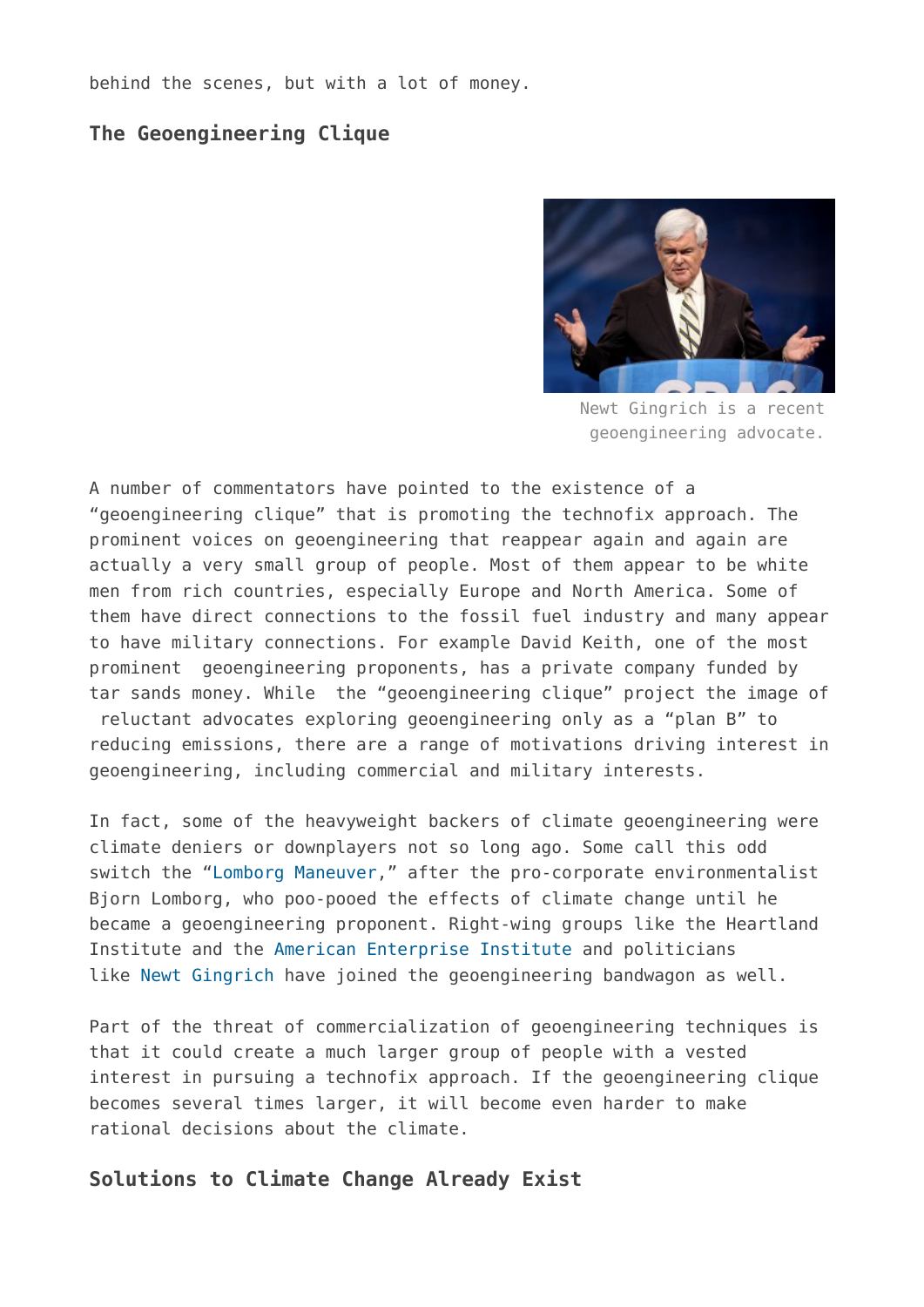behind the scenes, but with a lot of money.

## The Geoengineering Clique

Newt Gingrich is a recent geoengineering advocate.

A number of commentators have pointed to the existence of a "geoengineering clique" that is promoting the technofix approach. The prominent voices on geoengineering that reappear again and again are actually a very small group of people. Most of them appear to be white men from rich countries, especially Europe and North America. Some of them have direct connections to the fossil fuel industry and many appear to have military connections. For example David Keith, one of the most prominent geoengineering proponents, has a private company funded by tar sands money. While the "geoengineering clique" project the image of reluctant advocates exploring geoengineering only as a "plan B" to reducing emissions, there are a range of motivations driving interest in geoengineering, including commercial and military interests.

In fact, some of the heavyweight backers of climate geoengineering were climate deniers or downplayers not so long ago. Some call this odd switch the "Lomborg Maneuver," after the pro-corporate environmentalist Bjorn Lomborg, who poo-pooed the effects of climate change until he became a geoengineering proponent. Right-wing groups like the Heartland Institute and the American Enterprise Institute and politicians like Newt Gingrich have joined the geoengineering bandwagon as well.

Part of the threat of commercialization of geoengineering techniques is that it could create a much larger group of people with a vested interest in pursuing a technofix approach. If the geoengineering clique becomes several times larger, it will become even harder to make rational decisions about the climate.

## Solutions to Climate Change Already Exist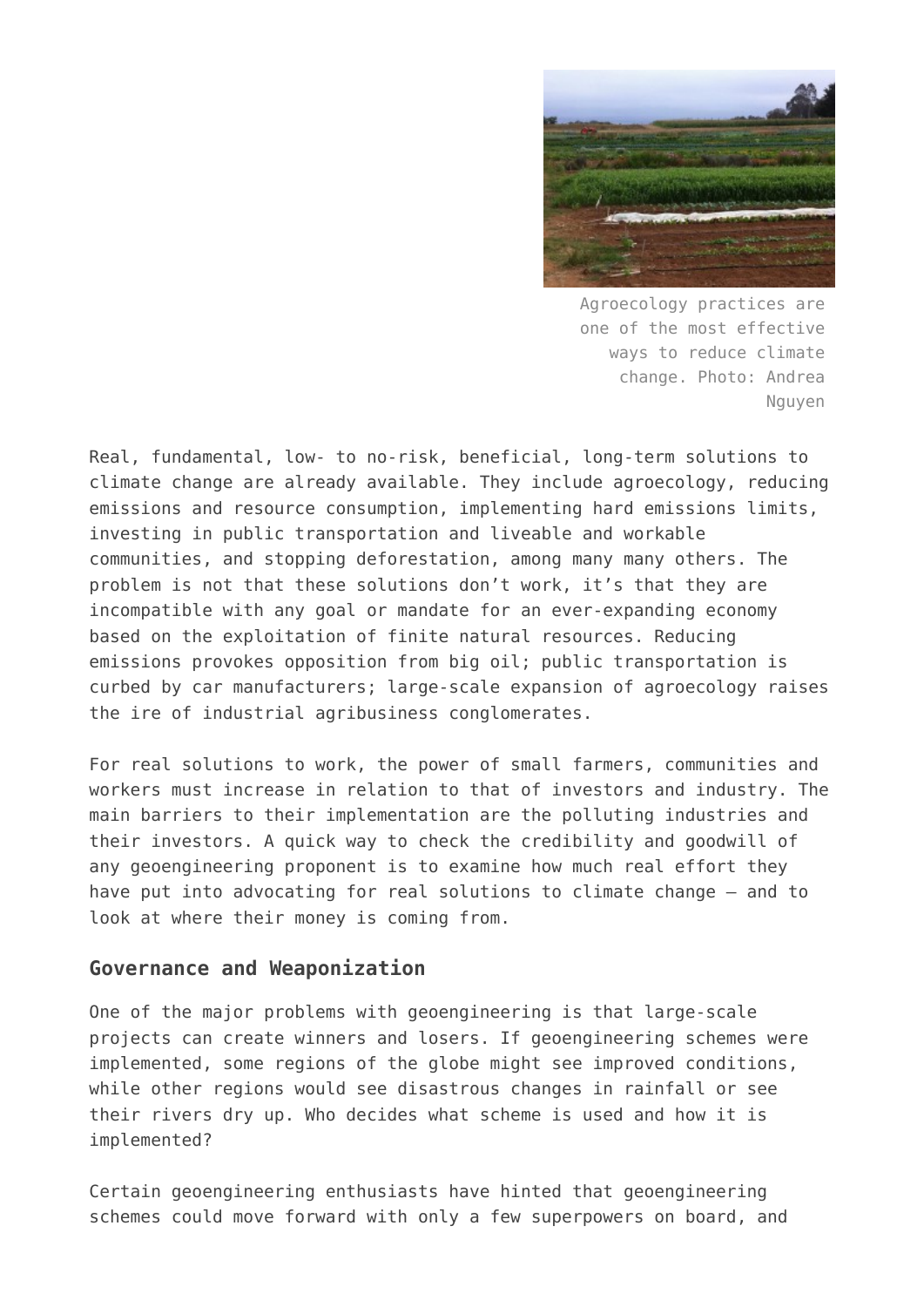Agroecology practices are one of the most effective ways to reduce climate change. Photo: Andrea Nguyen

Real, fundamental, low- to no-risk, beneficial, long-term solutions to climate change are already available. They include agroecology, reducing emissions and resource consumption, implementing hard emissions limits, investing in public transportation and liveable and workable communities, and stopping deforestation, among many many others. The problem is not that these solutions don't work, it's that they are incompatible with any goal or mandate for an ever-expanding economy based on the exploitation of finite natural resources. Reducing emissions provokes opposition from big oil; public transportation is curbed by car manufacturers; large-scale expansion of agroecology raises the ire of industrial agribusiness conglomerates.

For real solutions to work, the power of small farmers, communities and workers must increase in relation to that of investors and industry. The main barriers to their implementation are the polluting industries and their investors. A quick way to check the credibility and goodwill of any geoengineering proponent is to examine how much real effort they have put into advocating for real solutions to climate change – and to look at where their money is coming from.

## Governance and Weaponization

One of the major problems with geoengineering is that large-scale projects can create winners and losers. If geoengineering schemes were implemented, some regions of the globe might see improved conditions, while other regions would see disastrous changes in rainfall or see their rivers dry up. Who decides what scheme is used and how it is implemented?

Certain geoengineering enthusiasts have hinted that geoengineering schemes could move forward with only a few superpowers on board, and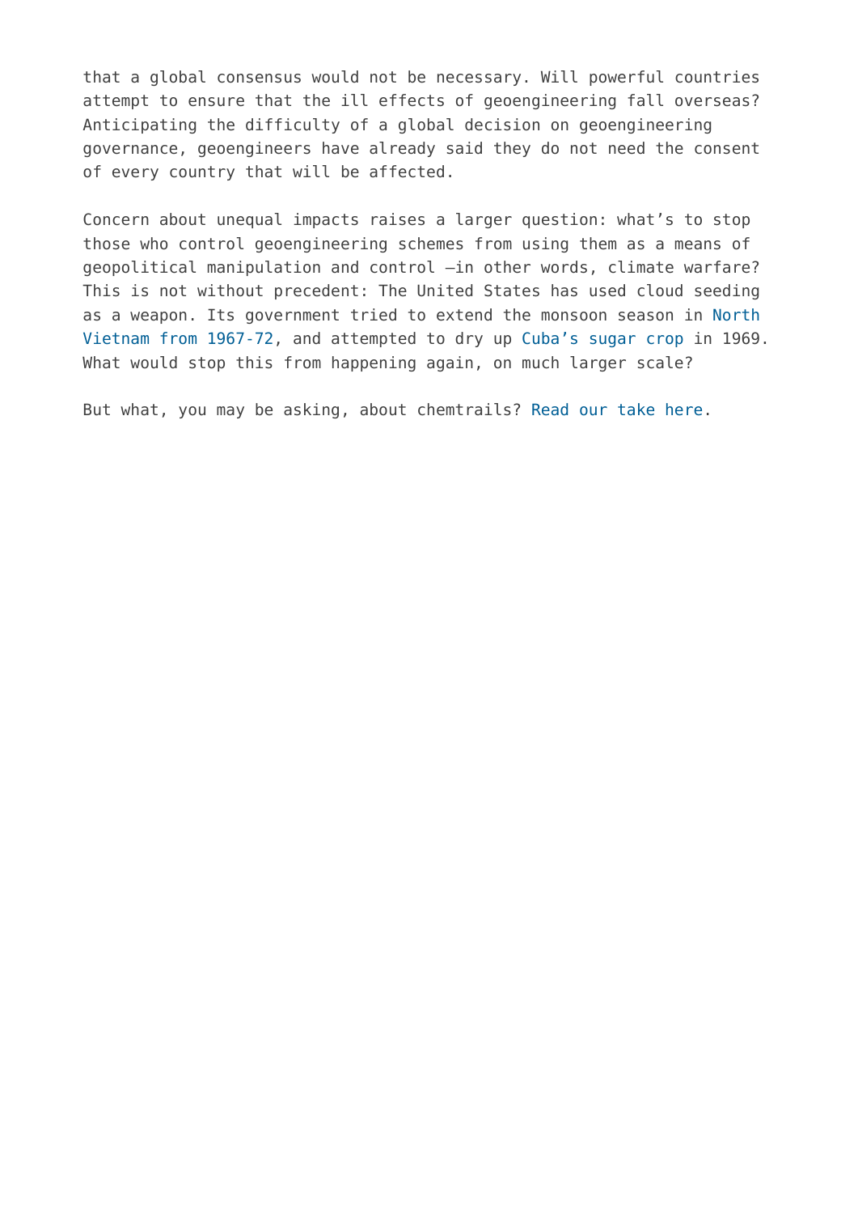that a global consensus would not be necessary. Will powerful countries attempt to ensure that the ill effects of geoengineering fall overseas? Anticipating the difficulty of a global decision on geoengineering governance, geoengineers have already said they do not need the consent of every country that will be affected.

Concern about unequal impacts raises a larger question: what's to stop those who control geoengineering schemes from using them as a means of geopolitical manipulation and control —in other words, climate warfare? This is not without precedent: The United States has used cloud seeding as a weapon. Its government tried to extend the monsoon season in North Vietnam from 1967-72, and attempted to dry up Cuba's sugar crop in 1969. What would stop this from happening again, on much larger scale?

But what, you may be asking, about chemtrails? Read our take here.